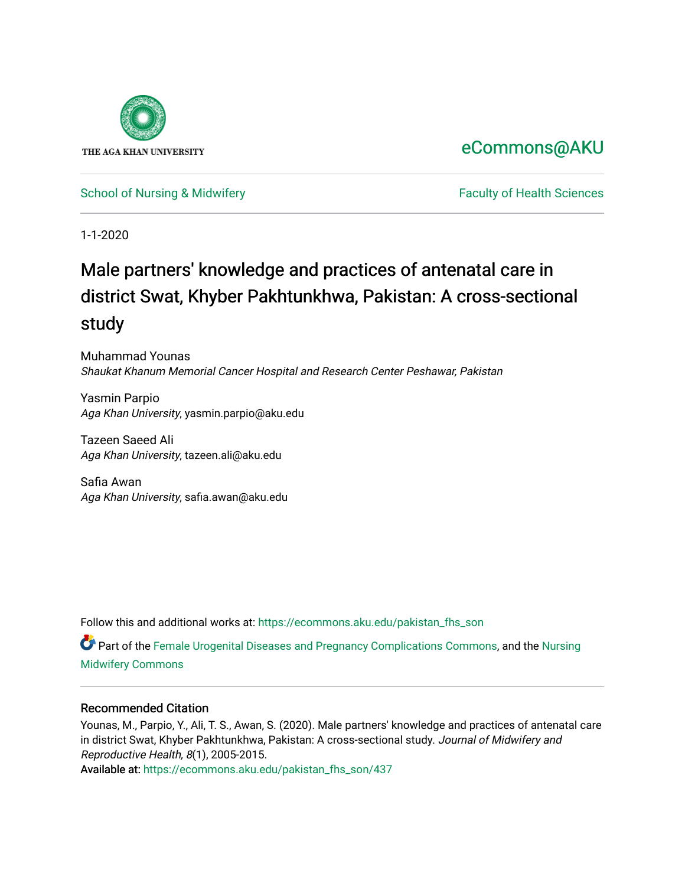THE AGA KHAN UNIVERSITY

eCommons@AKU

School of Nursing & Midwifery

Faculty of Health Sciences

1-1-2020

# Male partners' knowledge and practices of antenatal care in district Swat, Khyber Pakhtunkhwa, Pakistan: A cross-sectional study

Muhammad Younas
*Shaukat Khanum Memorial Cancer Hospital and Research Center Peshawar, Pakistan*

Yasmin Parpio
*Aga Khan University*, yasmin.parpio@aku.edu

Tazeen Saeed Ali
*Aga Khan University*, tazeen.ali@aku.edu

Safia Awan
*Aga Khan University*, safia.awan@aku.edu

Follow this and additional works at: https://ecommons.aku.edu/pakistan_fhs_son

Part of the Female Urogenital Diseases and Pregnancy Complications Commons, and the Nursing Midwifery Commons

## Recommended Citation

Younas, M., Parpio, Y., Ali, T. S., Awan, S. (2020). Male partners' knowledge and practices of antenatal care in district Swat, Khyber Pakhtunkhwa, Pakistan: A cross-sectional study. *Journal of Midwifery and Reproductive Health, 8*(1), 2005-2015.
Available at: https://ecommons.aku.edu/pakistan_fhs_son/437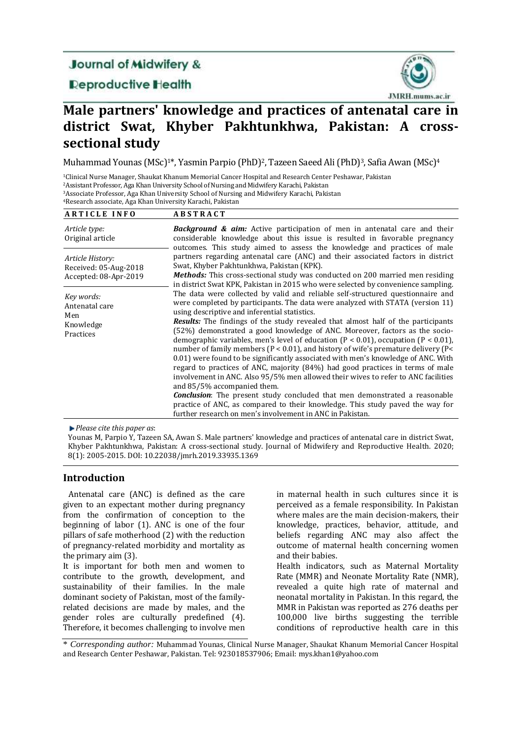# Male partners' knowledge and practices of antenatal care in district Swat, Khyber Pakhtunkhwa, Pakistan: A cross-sectional study

Muhammad Younas (MSc)[1]*, Yasmin Parpio (PhD)[2], Tazeen Saeed Ali (PhD)[3], Safia Awan (MSc)[4]

[1]Clinical Nurse Manager, Shaukat Khanum Memorial Cancer Hospital and Research Center Peshawar, Pakistan
[2]Assistant Professor, Aga Khan University School of Nursing and Midwifery Karachi, Pakistan
[3]Associate Professor, Aga Khan University School of Nursing and Midwifery Karachi, Pakistan
[4]Research associate, Aga Khan University Karachi, Pakistan

| ARTICLE INFO | ABSTRACT |
|---|---|
| *Article type:* Original article<br><br>*Article History:* Received: 05-Aug-2018 Accepted: 08-Apr-2019<br><br>*Key words:* Antenatal care Men Knowledge Practices | ***Background & aim:*** Active participation of men in antenatal care and their considerable knowledge about this issue is resulted in favorable pregnancy outcomes. This study aimed to assess the knowledge and practices of male partners regarding antenatal care (ANC) and their associated factors in district Swat, Khyber Pakhtunkhwa, Pakistan (KPK).<br>***Methods:*** This cross-sectional study was conducted on 200 married men residing in district Swat KPK, Pakistan in 2015 who were selected by convenience sampling. The data were collected by valid and reliable self-structured questionnaire and were completed by participants. The data were analyzed with STATA (version 11) using descriptive and inferential statistics.<br>***Results:*** The findings of the study revealed that almost half of the participants (52%) demonstrated a good knowledge of ANC. Moreover, factors as the socio-demographic variables, men's level of education ($P < 0.01$), occupation ($P < 0.01$), number of family members ($P < 0.01$), and history of wife's premature delivery ($P < 0.01$) were found to be significantly associated with men's knowledge of ANC. With regard to practices of ANC, majority (84%) had good practices in terms of male involvement in ANC. Also 95/5% men allowed their wives to refer to ANC facilities and 85/5% accompanied them.<br>***Conclusion***: The present study concluded that men demonstrated a reasonable practice of ANC, as compared to their knowledge. This study paved the way for further research on men's involvement in ANC in Pakistan. |

*Please cite this paper as*:
Younas M, Parpio Y, Tazeen SA, Awan S. Male partners' knowledge and practices of antenatal care in district Swat, Khyber Pakhtunkhwa, Pakistan: A cross-sectional study. Journal of Midwifery and Reproductive Health. 2020; 8(1): 2005-2015. DOI: 10.22038/jmrh.2019.33935.1369

## Introduction

Antenatal care (ANC) is defined as the care given to an expectant mother during pregnancy from the confirmation of conception to the beginning of labor (1). ANC is one of the four pillars of safe motherhood (2) with the reduction of pregnancy-related morbidity and mortality as the primary aim (3).

It is important for both men and women to contribute to the growth, development, and sustainability of their families. In the male dominant society of Pakistan, most of the family-related decisions are made by males, and the gender roles are culturally predefined (4). Therefore, it becomes challenging to involve men in maternal health in such cultures since it is perceived as a female responsibility. In Pakistan where males are the main decision-makers, their knowledge, practices, behavior, attitude, and beliefs regarding ANC may also affect the outcome of maternal health concerning women and their babies.

Health indicators, such as Maternal Mortality Rate (MMR) and Neonate Mortality Rate (NMR), revealed a quite high rate of maternal and neonatal mortality in Pakistan. In this regard, the MMR in Pakistan was reported as 276 deaths per 100,000 live births suggesting the terrible conditions of reproductive health care in this

\* *Corresponding author:* Muhammad Younas, Clinical Nurse Manager, Shaukat Khanum Memorial Cancer Hospital and Research Center Peshawar, Pakistan. Tel: 923018537906; Email: mys.khan1@yahoo.com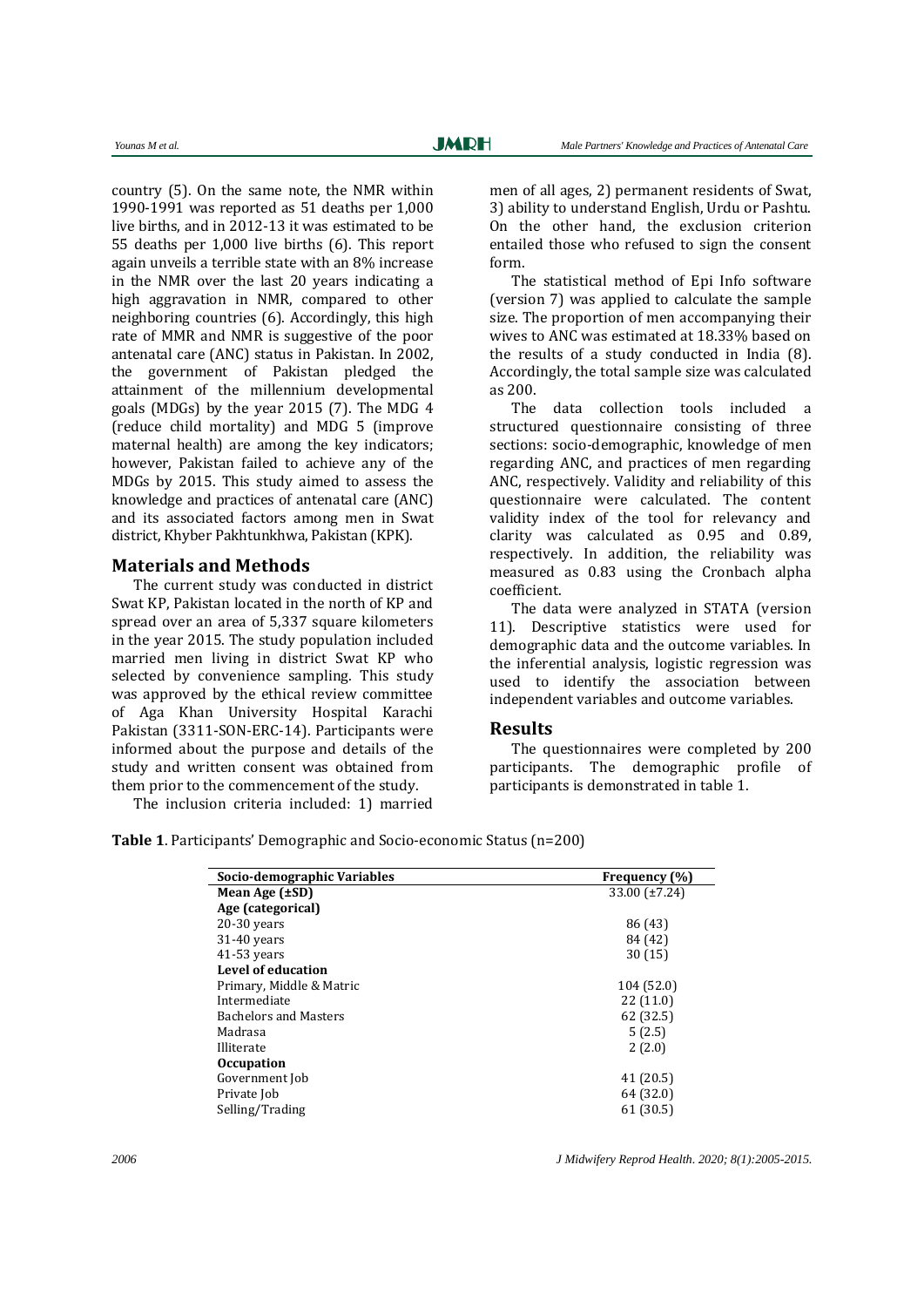country (5). On the same note, the NMR within 1990-1991 was reported as 51 deaths per 1,000 live births, and in 2012-13 it was estimated to be 55 deaths per 1,000 live births (6). This report again unveils a terrible state with an 8% increase in the NMR over the last 20 years indicating a high aggravation in NMR, compared to other neighboring countries (6). Accordingly, this high rate of MMR and NMR is suggestive of the poor antenatal care (ANC) status in Pakistan. In 2002, the government of Pakistan pledged the attainment of the millennium developmental goals (MDGs) by the year 2015 (7). The MDG 4 (reduce child mortality) and MDG 5 (improve maternal health) are among the key indicators; however, Pakistan failed to achieve any of the MDGs by 2015. This study aimed to assess the knowledge and practices of antenatal care (ANC) and its associated factors among men in Swat district, Khyber Pakhtunkhwa, Pakistan (KPK).

## Materials and Methods

The current study was conducted in district Swat KP, Pakistan located in the north of KP and spread over an area of 5,337 square kilometers in the year 2015. The study population included married men living in district Swat KP who selected by convenience sampling. This study was approved by the ethical review committee of Aga Khan University Hospital Karachi Pakistan (3311-SON-ERC-14). Participants were informed about the purpose and details of the study and written consent was obtained from them prior to the commencement of the study.

The inclusion criteria included: 1) married men of all ages, 2) permanent residents of Swat, 3) ability to understand English, Urdu or Pashtu. On the other hand, the exclusion criterion entailed those who refused to sign the consent form.

The statistical method of Epi Info software (version 7) was applied to calculate the sample size. The proportion of men accompanying their wives to ANC was estimated at 18.33% based on the results of a study conducted in India (8). Accordingly, the total sample size was calculated as 200.

The data collection tools included a structured questionnaire consisting of three sections: socio-demographic, knowledge of men regarding ANC, and practices of men regarding ANC, respectively. Validity and reliability of this questionnaire were calculated. The content validity index of the tool for relevancy and clarity was calculated as 0.95 and 0.89, respectively. In addition, the reliability was measured as 0.83 using the Cronbach alpha coefficient.

The data were analyzed in STATA (version 11). Descriptive statistics were used for demographic data and the outcome variables. In the inferential analysis, logistic regression was used to identify the association between independent variables and outcome variables.

## Results

The questionnaires were completed by 200 participants. The demographic profile of participants is demonstrated in table 1.

**Table 1**. Participants' Demographic and Socio-economic Status (n=200)

| Socio-demographic Variables | Frequency (%) |
|---|---|
| **Mean Age (±SD)** | 33.00 (±7.24) |
| **Age (categorical)** | |
| 20-30 years | 86 (43) |
| 31-40 years | 84 (42) |
| 41-53 years | 30 (15) |
| **Level of education** | |
| Primary, Middle & Matric | 104 (52.0) |
| Intermediate | 22 (11.0) |
| Bachelors and Masters | 62 (32.5) |
| Madrasa | 5 (2.5) |
| Illiterate | 2 (2.0) |
| **Occupation** | |
| Government Job | 41 (20.5) |
| Private Job | 64 (32.0) |
| Selling/Trading | 61 (30.5) |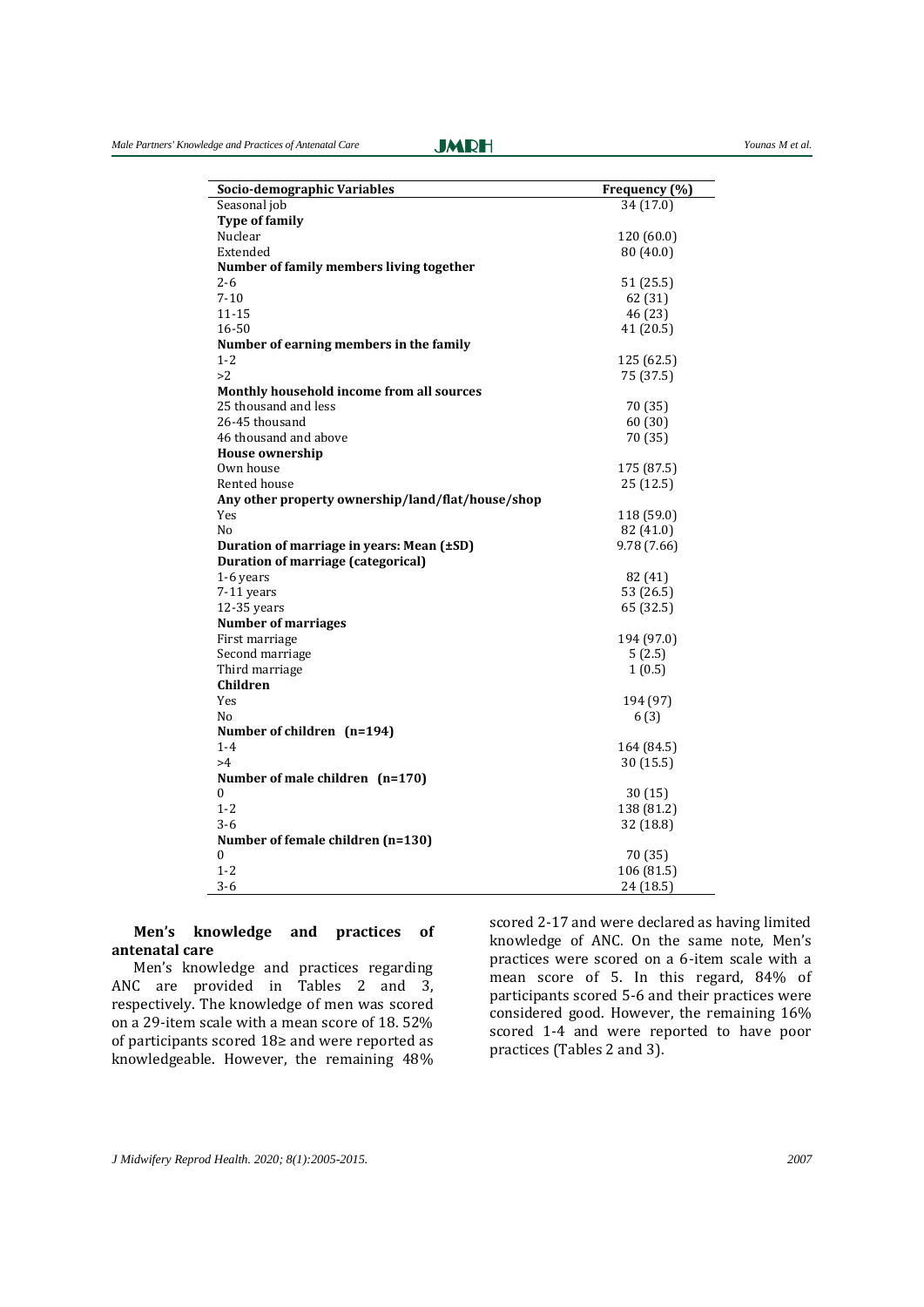| Socio-demographic Variables | Frequency (%) |
|---|---|
| Seasonal job | 34 (17.0) |
| **Type of family** | |
| Nuclear | 120 (60.0) |
| Extended | 80 (40.0) |
| **Number of family members living together** | |
| 2-6 | 51 (25.5) |
| 7-10 | 62 (31) |
| 11-15 | 46 (23) |
| 16-50 | 41 (20.5) |
| **Number of earning members in the family** | |
| 1-2 | 125 (62.5) |
| >2 | 75 (37.5) |
| **Monthly household income from all sources** | |
| 25 thousand and less | 70 (35) |
| 26-45 thousand | 60 (30) |
| 46 thousand and above | 70 (35) |
| **House ownership** | |
| Own house | 175 (87.5) |
| Rented house | 25 (12.5) |
| **Any other property ownership/land/flat/house/shop** | |
| Yes | 118 (59.0) |
| No | 82 (41.0) |
| **Duration of marriage in years: Mean (±SD)** | 9.78 (7.66) |
| **Duration of marriage (categorical)** | |
| 1-6 years | 82 (41) |
| 7-11 years | 53 (26.5) |
| 12-35 years | 65 (32.5) |
| **Number of marriages** | |
| First marriage | 194 (97.0) |
| Second marriage | 5 (2.5) |
| Third marriage | 1 (0.5) |
| **Children** | |
| Yes | 194 (97) |
| No | 6 (3) |
| **Number of children (n=194)** | |
| 1-4 | 164 (84.5) |
| >4 | 30 (15.5) |
| **Number of male children (n=170)** | |
| 0 | 30 (15) |
| 1-2 | 138 (81.2) |
| 3-6 | 32 (18.8) |
| **Number of female children (n=130)** | |
| 0 | 70 (35) |
| 1-2 | 106 (81.5) |
| 3-6 | 24 (18.5) |

### Men's knowledge and practices of antenatal care

Men's knowledge and practices regarding ANC are provided in Tables 2 and 3, respectively. The knowledge of men was scored on a 29-item scale with a mean score of 18. 52% of participants scored 18≥ and were reported as knowledgeable. However, the remaining 48% scored 2-17 and were declared as having limited knowledge of ANC. On the same note, Men's practices were scored on a 6-item scale with a mean score of 5. In this regard, 84% of participants scored 5-6 and their practices were considered good. However, the remaining 16% scored 1-4 and were reported to have poor practices (Tables 2 and 3).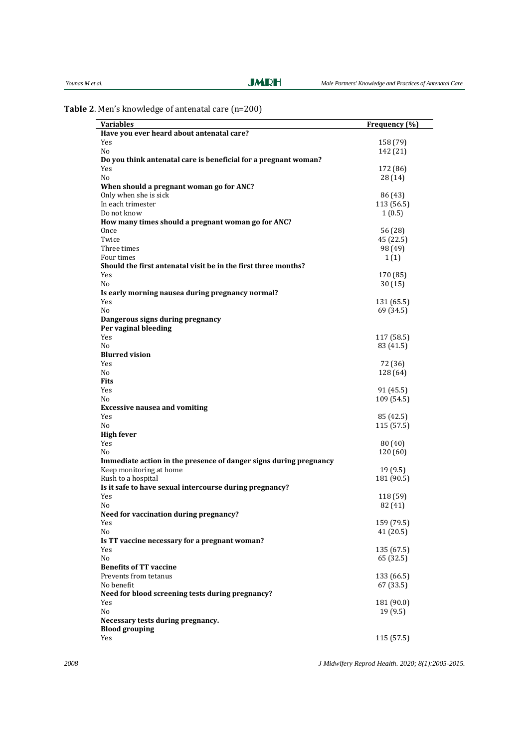**Table 2**. Men's knowledge of antenatal care (n=200)

| Variables | Frequency (%) |
|---|---|
| **Have you ever heard about antenatal care?** | |
| Yes | 158 (79) |
| No | 142 (21) |
| **Do you think antenatal care is beneficial for a pregnant woman?** | |
| Yes | 172 (86) |
| No | 28 (14) |
| **When should a pregnant woman go for ANC?** | |
| Only when she is sick | 86 (43) |
| In each trimester | 113 (56.5) |
| Do not know | 1 (0.5) |
| **How many times should a pregnant woman go for ANC?** | |
| Once | 56 (28) |
| Twice | 45 (22.5) |
| Three times | 98 (49) |
| Four times | 1 (1) |
| **Should the first antenatal visit be in the first three months?** | |
| Yes | 170 (85) |
| No | 30 (15) |
| **Is early morning nausea during pregnancy normal?** | |
| Yes | 131 (65.5) |
| No | 69 (34.5) |
| **Dangerous signs during pregnancy** | |
| **Per vaginal bleeding** | |
| Yes | 117 (58.5) |
| No | 83 (41.5) |
| **Blurred vision** | |
| Yes | 72 (36) |
| No | 128 (64) |
| **Fits** | |
| Yes | 91 (45.5) |
| No | 109 (54.5) |
| **Excessive nausea and vomiting** | |
| Yes | 85 (42.5) |
| No | 115 (57.5) |
| **High fever** | |
| Yes | 80 (40) |
| No | 120 (60) |
| **Immediate action in the presence of danger signs during pregnancy** | |
| Keep monitoring at home | 19 (9.5) |
| Rush to a hospital | 181 (90.5) |
| **Is it safe to have sexual intercourse during pregnancy?** | |
| Yes | 118 (59) |
| No | 82 (41) |
| **Need for vaccination during pregnancy?** | |
| Yes | 159 (79.5) |
| No | 41 (20.5) |
| **Is TT vaccine necessary for a pregnant woman?** | |
| Yes | 135 (67.5) |
| No | 65 (32.5) |
| **Benefits of TT vaccine** | |
| Prevents from tetanus | 133 (66.5) |
| No benefit | 67 (33.5) |
| **Need for blood screening tests during pregnancy?** | |
| Yes | 181 (90.0) |
| No | 19 (9.5) |
| **Necessary tests during pregnancy.** | |
| **Blood grouping** | |
| Yes | 115 (57.5) |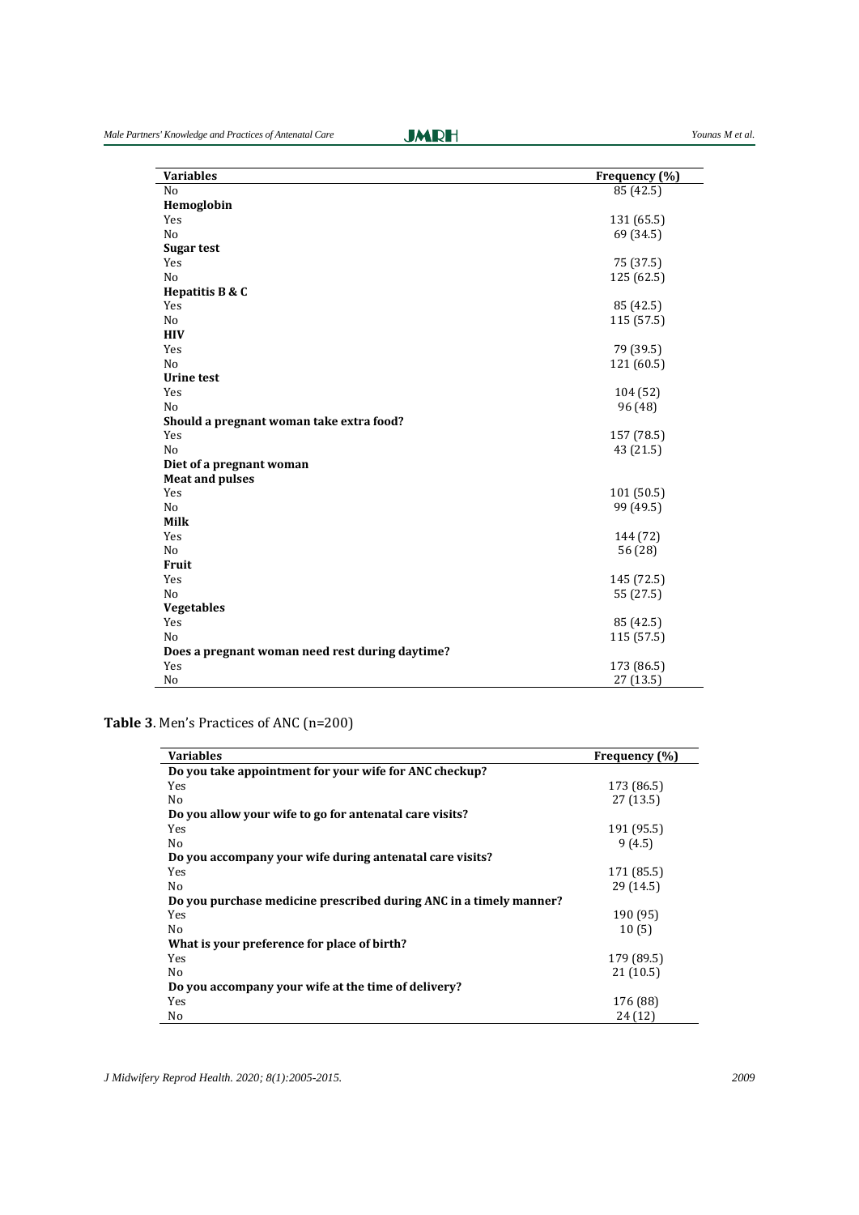| Variables | Frequency (%) |
|---|---|
| No | 85 (42.5) |
| **Hemoglobin** | |
| Yes | 131 (65.5) |
| No | 69 (34.5) |
| **Sugar test** | |
| Yes | 75 (37.5) |
| No | 125 (62.5) |
| **Hepatitis B & C** | |
| Yes | 85 (42.5) |
| No | 115 (57.5) |
| **HIV** | |
| Yes | 79 (39.5) |
| No | 121 (60.5) |
| **Urine test** | |
| Yes | 104 (52) |
| No | 96 (48) |
| **Should a pregnant woman take extra food?** | |
| Yes | 157 (78.5) |
| No | 43 (21.5) |
| **Diet of a pregnant woman** | |
| **Meat and pulses** | |
| Yes | 101 (50.5) |
| No | 99 (49.5) |
| **Milk** | |
| Yes | 144 (72) |
| No | 56 (28) |
| **Fruit** | |
| Yes | 145 (72.5) |
| No | 55 (27.5) |
| **Vegetables** | |
| Yes | 85 (42.5) |
| No | 115 (57.5) |
| **Does a pregnant woman need rest during daytime?** | |
| Yes | 173 (86.5) |
| No | 27 (13.5) |

**Table 3**. Men's Practices of ANC (n=200)

| Variables | Frequency (%) |
|---|---|
| **Do you take appointment for your wife for ANC checkup?** | |
| Yes | 173 (86.5) |
| No | 27 (13.5) |
| **Do you allow your wife to go for antenatal care visits?** | |
| Yes | 191 (95.5) |
| No | 9 (4.5) |
| **Do you accompany your wife during antenatal care visits?** | |
| Yes | 171 (85.5) |
| No | 29 (14.5) |
| **Do you purchase medicine prescribed during ANC in a timely manner?** | |
| Yes | 190 (95) |
| No | 10 (5) |
| **What is your preference for place of birth?** | |
| Yes | 179 (89.5) |
| No | 21 (10.5) |
| **Do you accompany your wife at the time of delivery?** | |
| Yes | 176 (88) |
| No | 24 (12) |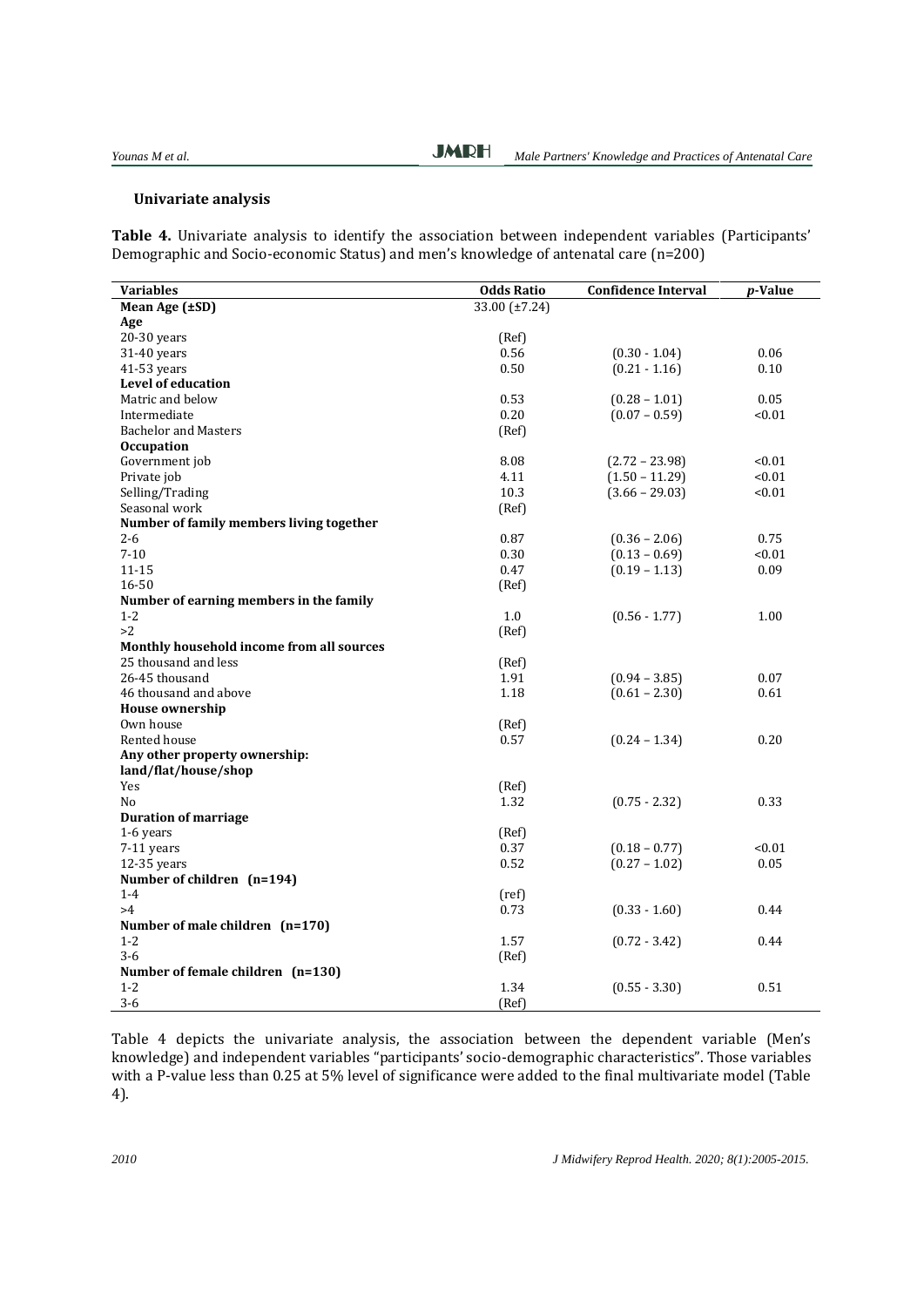### Univariate analysis

**Table 4.** Univariate analysis to identify the association between independent variables (Participants' Demographic and Socio-economic Status) and men's knowledge of antenatal care (n=200)

| Variables | Odds Ratio | Confidence Interval | *p*-Value |
|---|---|---|---|
| **Mean Age (±SD)** | 33.00 (±7.24) | | |
| **Age** | | | |
| 20-30 years | (Ref) | | |
| 31-40 years | 0.56 | (0.30 - 1.04) | 0.06 |
| 41-53 years | 0.50 | (0.21 - 1.16) | 0.10 |
| **Level of education** | | | |
| Matric and below | 0.53 | (0.28 – 1.01) | 0.05 |
| Intermediate | 0.20 | (0.07 – 0.59) | <0.01 |
| Bachelor and Masters | (Ref) | | |
| **Occupation** | | | |
| Government job | 8.08 | (2.72 – 23.98) | <0.01 |
| Private job | 4.11 | (1.50 – 11.29) | <0.01 |
| Selling/Trading | 10.3 | (3.66 – 29.03) | <0.01 |
| Seasonal work | (Ref) | | |
| **Number of family members living together** | | | |
| 2-6 | 0.87 | (0.36 – 2.06) | 0.75 |
| 7-10 | 0.30 | (0.13 – 0.69) | <0.01 |
| 11-15 | 0.47 | (0.19 – 1.13) | 0.09 |
| 16-50 | (Ref) | | |
| **Number of earning members in the family** | | | |
| 1-2 | 1.0 | (0.56 - 1.77) | 1.00 |
| >2 | (Ref) | | |
| **Monthly household income from all sources** | | | |
| 25 thousand and less | (Ref) | | |
| 26-45 thousand | 1.91 | (0.94 – 3.85) | 0.07 |
| 46 thousand and above | 1.18 | (0.61 – 2.30) | 0.61 |
| **House ownership** | | | |
| Own house | (Ref) | | |
| Rented house | 0.57 | (0.24 – 1.34) | 0.20 |
| **Any other property ownership: land/flat/house/shop** | | | |
| Yes | (Ref) | | |
| No | 1.32 | (0.75 - 2.32) | 0.33 |
| **Duration of marriage** | | | |
| 1-6 years | (Ref) | | |
| 7-11 years | 0.37 | (0.18 – 0.77) | <0.01 |
| 12-35 years | 0.52 | (0.27 – 1.02) | 0.05 |
| **Number of children (n=194)** | | | |
| 1-4 | (ref) | | |
| >4 | 0.73 | (0.33 - 1.60) | 0.44 |
| **Number of male children (n=170)** | | | |
| 1-2 | 1.57 | (0.72 - 3.42) | 0.44 |
| 3-6 | (Ref) | | |
| **Number of female children (n=130)** | | | |
| 1-2 | 1.34 | (0.55 - 3.30) | 0.51 |
| 3-6 | (Ref) | | |

Table 4 depicts the univariate analysis, the association between the dependent variable (Men's knowledge) and independent variables "participants' socio-demographic characteristics". Those variables with a P-value less than 0.25 at 5% level of significance were added to the final multivariate model (Table 4).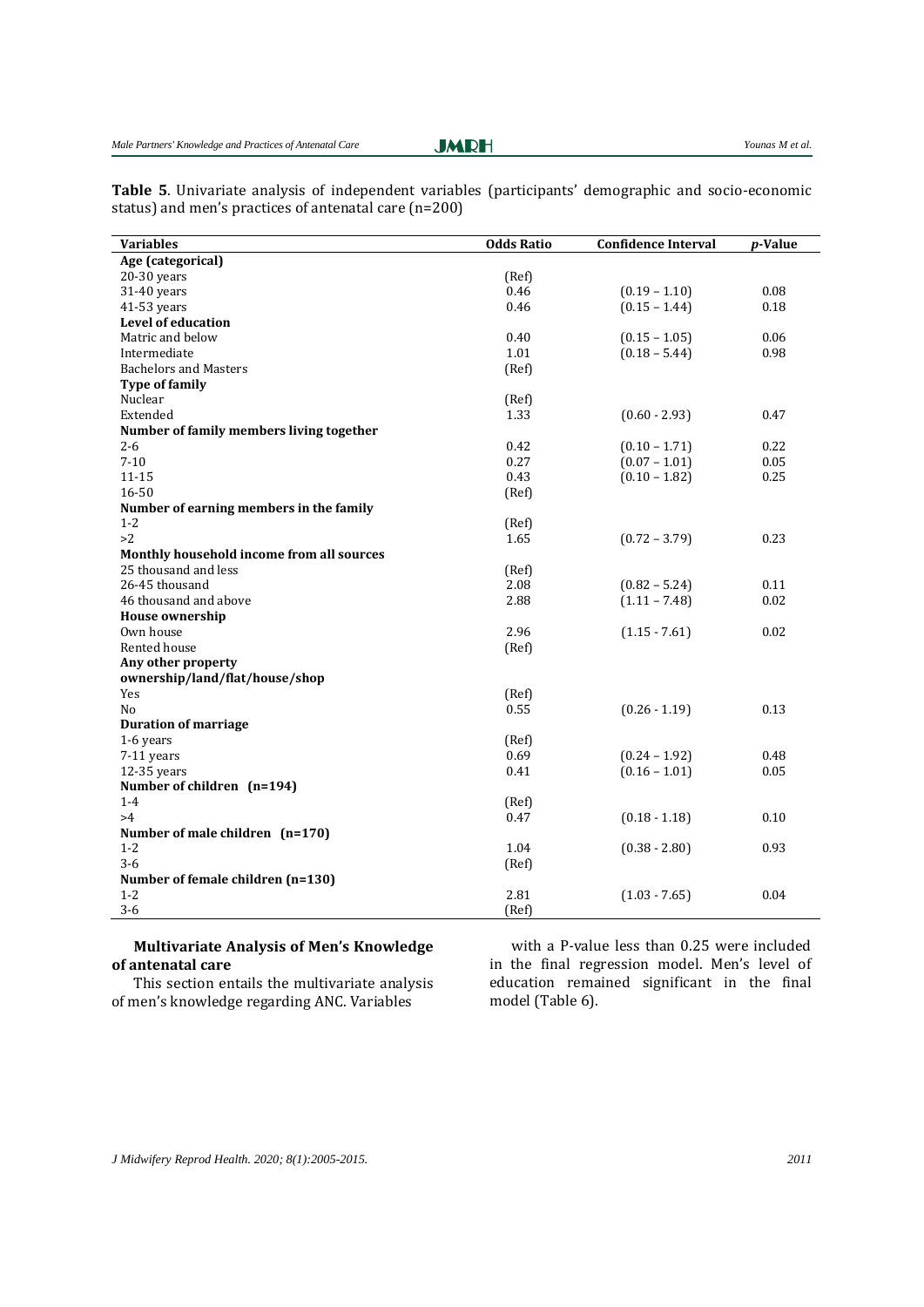**Table 5**. Univariate analysis of independent variables (participants' demographic and socio-economic status) and men's practices of antenatal care (n=200)

| Variables | Odds Ratio | Confidence Interval | *p*-Value |
|---|---|---|---|
| **Age (categorical)** | | | |
| 20-30 years | (Ref) | | |
| 31-40 years | 0.46 | (0.19 – 1.10) | 0.08 |
| 41-53 years | 0.46 | (0.15 – 1.44) | 0.18 |
| **Level of education** | | | |
| Matric and below | 0.40 | (0.15 – 1.05) | 0.06 |
| Intermediate | 1.01 | (0.18 – 5.44) | 0.98 |
| Bachelors and Masters | (Ref) | | |
| **Type of family** | | | |
| Nuclear | (Ref) | | |
| Extended | 1.33 | (0.60 - 2.93) | 0.47 |
| **Number of family members living together** | | | |
| 2-6 | 0.42 | (0.10 – 1.71) | 0.22 |
| 7-10 | 0.27 | (0.07 – 1.01) | 0.05 |
| 11-15 | 0.43 | (0.10 – 1.82) | 0.25 |
| 16-50 | (Ref) | | |
| **Number of earning members in the family** | | | |
| 1-2 | (Ref) | | |
| >2 | 1.65 | (0.72 – 3.79) | 0.23 |
| **Monthly household income from all sources** | | | |
| 25 thousand and less | (Ref) | | |
| 26-45 thousand | 2.08 | (0.82 – 5.24) | 0.11 |
| 46 thousand and above | 2.88 | (1.11 – 7.48) | 0.02 |
| **House ownership** | | | |
| Own house | 2.96 | (1.15 - 7.61) | 0.02 |
| Rented house | (Ref) | | |
| **Any other property ownership/land/flat/house/shop** | | | |
| Yes | (Ref) | | |
| No | 0.55 | (0.26 - 1.19) | 0.13 |
| **Duration of marriage** | | | |
| 1-6 years | (Ref) | | |
| 7-11 years | 0.69 | (0.24 – 1.92) | 0.48 |
| 12-35 years | 0.41 | (0.16 – 1.01) | 0.05 |
| **Number of children (n=194)** | | | |
| 1-4 | (Ref) | | |
| >4 | 0.47 | (0.18 - 1.18) | 0.10 |
| **Number of male children (n=170)** | | | |
| 1-2 | 1.04 | (0.38 - 2.80) | 0.93 |
| 3-6 | (Ref) | | |
| **Number of female children (n=130)** | | | |
| 1-2 | 2.81 | (1.03 - 7.65) | 0.04 |
| 3-6 | (Ref) | | |

### Multivariate Analysis of Men's Knowledge of antenatal care

This section entails the multivariate analysis of men's knowledge regarding ANC. Variables with a P-value less than 0.25 were included in the final regression model. Men's level of education remained significant in the final model (Table 6).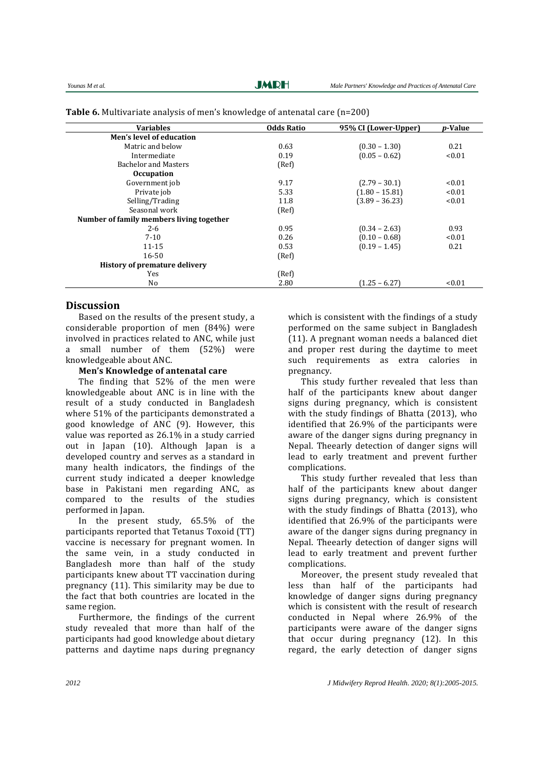**Table 6.** Multivariate analysis of men's knowledge of antenatal care (n=200)

| Variables | Odds Ratio | 95% CI (Lower-Upper) | *p*-Value |
|---|---|---|---|
| **Men's level of education** | | | |
| Matric and below | 0.63 | (0.30 – 1.30) | 0.21 |
| Intermediate | 0.19 | (0.05 – 0.62) | <0.01 |
| Bachelor and Masters | (Ref) | | |
| **Occupation** | | | |
| Government job | 9.17 | (2.79 – 30.1) | <0.01 |
| Private job | 5.33 | (1.80 – 15.81) | <0.01 |
| Selling/Trading | 11.8 | (3.89 – 36.23) | <0.01 |
| Seasonal work | (Ref) | | |
| **Number of family members living together** | | | |
| 2-6 | 0.95 | (0.34 – 2.63) | 0.93 |
| 7-10 | 0.26 | (0.10 – 0.68) | <0.01 |
| 11-15 | 0.53 | (0.19 – 1.45) | 0.21 |
| 16-50 | (Ref) | | |
| **History of premature delivery** | | | |
| Yes | (Ref) | | |
| No | 2.80 | (1.25 – 6.27) | <0.01 |

## Discussion

Based on the results of the present study, a considerable proportion of men (84%) were involved in practices related to ANC, while just a small number of them (52%) were knowledgeable about ANC.

### Men's Knowledge of antenatal care

The finding that 52% of the men were knowledgeable about ANC is in line with the result of a study conducted in Bangladesh where 51% of the participants demonstrated a good knowledge of ANC (9). However, this value was reported as 26.1% in a study carried out in Japan (10). Although Japan is a developed country and serves as a standard in many health indicators, the findings of the current study indicated a deeper knowledge base in Pakistani men regarding ANC, as compared to the results of the studies performed in Japan.

In the present study, 65.5% of the participants reported that Tetanus Toxoid (TT) vaccine is necessary for pregnant women. In the same vein, in a study conducted in Bangladesh more than half of the study participants knew about TT vaccination during pregnancy (11). This similarity may be due to the fact that both countries are located in the same region.

Furthermore, the findings of the current study revealed that more than half of the participants had good knowledge about dietary patterns and daytime naps during pregnancy which is consistent with the findings of a study performed on the same subject in Bangladesh (11). A pregnant woman needs a balanced diet and proper rest during the daytime to meet such requirements as extra calories in pregnancy.

This study further revealed that less than half of the participants knew about danger signs during pregnancy, which is consistent with the study findings of Bhatta (2013), who identified that 26.9% of the participants were aware of the danger signs during pregnancy in Nepal. Theearly detection of danger signs will lead to early treatment and prevent further complications.

This study further revealed that less than half of the participants knew about danger signs during pregnancy, which is consistent with the study findings of Bhatta (2013), who identified that 26.9% of the participants were aware of the danger signs during pregnancy in Nepal. Theearly detection of danger signs will lead to early treatment and prevent further complications.

Moreover, the present study revealed that less than half of the participants had knowledge of danger signs during pregnancy which is consistent with the result of research conducted in Nepal where 26.9% of the participants were aware of the danger signs that occur during pregnancy (12). In this regard, the early detection of danger signs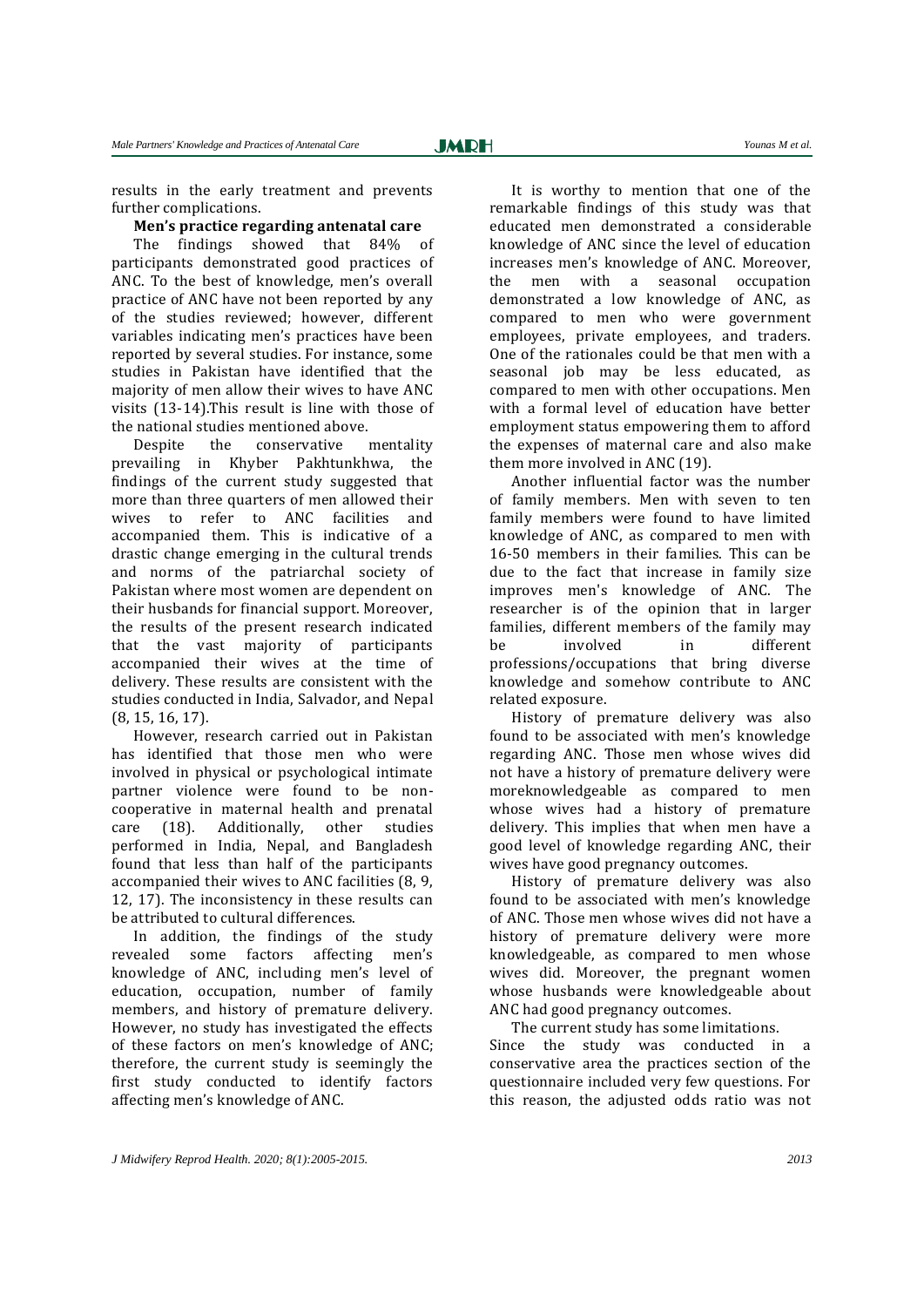results in the early treatment and prevents further complications.

**Men's practice regarding antenatal care**

The findings showed that 84% of participants demonstrated good practices of ANC. To the best of knowledge, men's overall practice of ANC have not been reported by any of the studies reviewed; however, different variables indicating men's practices have been reported by several studies. For instance, some studies in Pakistan have identified that the majority of men allow their wives to have ANC visits (13-14).This result is line with those of the national studies mentioned above.

Despite the conservative mentality prevailing in Khyber Pakhtunkhwa, the findings of the current study suggested that more than three quarters of men allowed their wives to refer to ANC facilities and accompanied them. This is indicative of a drastic change emerging in the cultural trends and norms of the patriarchal society of Pakistan where most women are dependent on their husbands for financial support. Moreover, the results of the present research indicated that the vast majority of participants accompanied their wives at the time of delivery. These results are consistent with the studies conducted in India, Salvador, and Nepal (8, 15, 16, 17).

However, research carried out in Pakistan has identified that those men who were involved in physical or psychological intimate partner violence were found to be non-cooperative in maternal health and prenatal care (18). Additionally, other studies performed in India, Nepal, and Bangladesh found that less than half of the participants accompanied their wives to ANC facilities (8, 9, 12, 17). The inconsistency in these results can be attributed to cultural differences.

In addition, the findings of the study revealed some factors affecting men's knowledge of ANC, including men's level of education, occupation, number of family members, and history of premature delivery. However, no study has investigated the effects of these factors on men's knowledge of ANC; therefore, the current study is seemingly the first study conducted to identify factors affecting men's knowledge of ANC.

It is worthy to mention that one of the remarkable findings of this study was that educated men demonstrated a considerable knowledge of ANC since the level of education increases men's knowledge of ANC. Moreover, the men with a seasonal occupation demonstrated a low knowledge of ANC, as compared to men who were government employees, private employees, and traders. One of the rationales could be that men with a seasonal job may be less educated, as compared to men with other occupations. Men with a formal level of education have better employment status empowering them to afford the expenses of maternal care and also make them more involved in ANC (19).

Another influential factor was the number of family members. Men with seven to ten family members were found to have limited knowledge of ANC, as compared to men with 16-50 members in their families. This can be due to the fact that increase in family size improves men's knowledge of ANC. The researcher is of the opinion that in larger families, different members of the family may be involved in different professions/occupations that bring diverse knowledge and somehow contribute to ANC related exposure.

History of premature delivery was also found to be associated with men's knowledge regarding ANC. Those men whose wives did not have a history of premature delivery were moreknowledgeable as compared to men whose wives had a history of premature delivery. This implies that when men have a good level of knowledge regarding ANC, their wives have good pregnancy outcomes.

History of premature delivery was also found to be associated with men's knowledge of ANC. Those men whose wives did not have a history of premature delivery were more knowledgeable, as compared to men whose wives did. Moreover, the pregnant women whose husbands were knowledgeable about ANC had good pregnancy outcomes.

The current study has some limitations. Since the study was conducted in a conservative area the practices section of the questionnaire included very few questions. For this reason, the adjusted odds ratio was not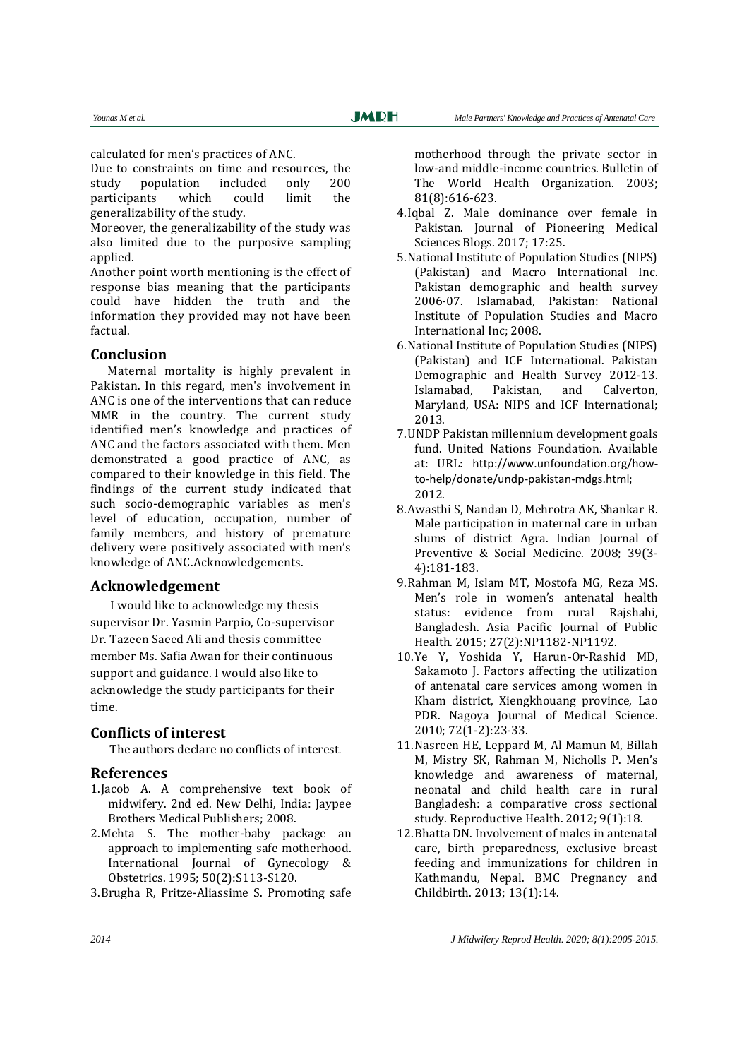calculated for men's practices of ANC.

Due to constraints on time and resources, the study population included only 200 participants which could limit the generalizability of the study.

Moreover, the generalizability of the study was also limited due to the purposive sampling applied.

Another point worth mentioning is the effect of response bias meaning that the participants could have hidden the truth and the information they provided may not have been factual.

## Conclusion

Maternal mortality is highly prevalent in Pakistan. In this regard, men's involvement in ANC is one of the interventions that can reduce MMR in the country. The current study identified men's knowledge and practices of ANC and the factors associated with them. Men demonstrated a good practice of ANC, as compared to their knowledge in this field. The findings of the current study indicated that such socio-demographic variables as men's level of education, occupation, number of family members, and history of premature delivery were positively associated with men's knowledge of ANC.Acknowledgements.

## Acknowledgement

I would like to acknowledge my thesis supervisor Dr. Yasmin Parpio, Co-supervisor Dr. Tazeen Saeed Ali and thesis committee member Ms. Safia Awan for their continuous support and guidance. I would also like to acknowledge the study participants for their time.

## Conflicts of interest

The authors declare no conflicts of interest.

## References

1. Jacob A. A comprehensive text book of midwifery. 2nd ed. New Delhi, India: Jaypee Brothers Medical Publishers; 2008.
2. Mehta S. The mother-baby package an approach to implementing safe motherhood. International Journal of Gynecology & Obstetrics. 1995; 50(2):S113-S120.
3. Brugha R, Pritze-Aliassime S. Promoting safe motherhood through the private sector in low-and middle-income countries. Bulletin of The World Health Organization. 2003; 81(8):616-623.
4. Iqbal Z. Male dominance over female in Pakistan. Journal of Pioneering Medical Sciences Blogs. 2017; 17:25.
5. National Institute of Population Studies (NIPS) (Pakistan) and Macro International Inc. Pakistan demographic and health survey 2006-07. Islamabad, Pakistan: National Institute of Population Studies and Macro International Inc; 2008.
6. National Institute of Population Studies (NIPS) (Pakistan) and ICF International. Pakistan Demographic and Health Survey 2012-13. Islamabad, Pakistan, and Calverton, Maryland, USA: NIPS and ICF International; 2013.
7. UNDP Pakistan millennium development goals fund. United Nations Foundation. Available at: URL: http://www.unfoundation.org/how-to-help/donate/undp-pakistan-mdgs.html; 2012.
8. Awasthi S, Nandan D, Mehrotra AK, Shankar R. Male participation in maternal care in urban slums of district Agra. Indian Journal of Preventive & Social Medicine. 2008; 39(3-4):181-183.
9. Rahman M, Islam MT, Mostofa MG, Reza MS. Men's role in women's antenatal health status: evidence from rural Rajshahi, Bangladesh. Asia Pacific Journal of Public Health. 2015; 27(2):NP1182-NP1192.
10. Ye Y, Yoshida Y, Harun-Or-Rashid MD, Sakamoto J. Factors affecting the utilization of antenatal care services among women in Kham district, Xiengkhouang province, Lao PDR. Nagoya Journal of Medical Science. 2010; 72(1-2):23-33.
11. Nasreen HE, Leppard M, Al Mamun M, Billah M, Mistry SK, Rahman M, Nicholls P. Men's knowledge and awareness of maternal, neonatal and child health care in rural Bangladesh: a comparative cross sectional study. Reproductive Health. 2012; 9(1):18.
12. Bhatta DN. Involvement of males in antenatal care, birth preparedness, exclusive breast feeding and immunizations for children in Kathmandu, Nepal. BMC Pregnancy and Childbirth. 2013; 13(1):14.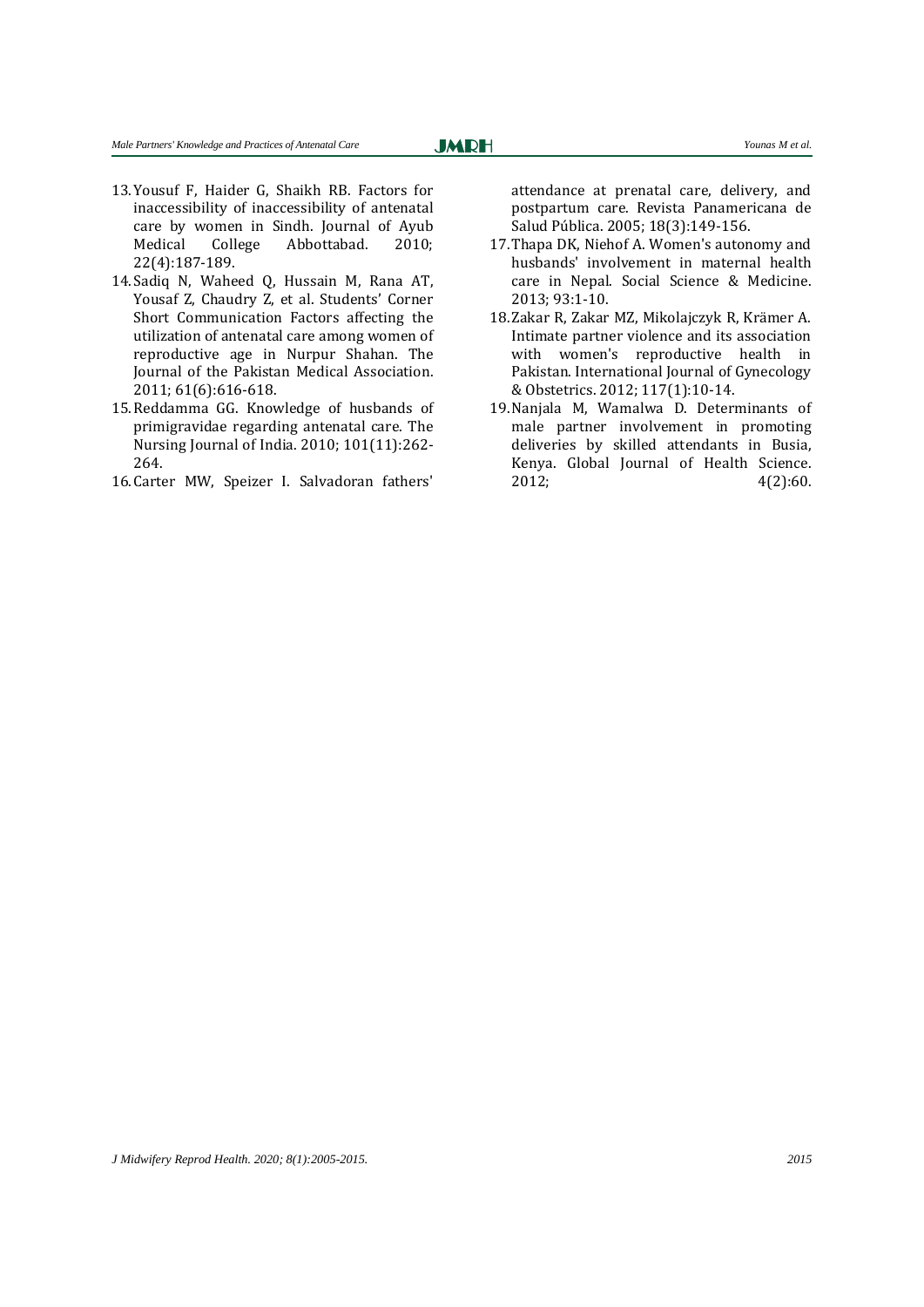13. Yousuf F, Haider G, Shaikh RB. Factors for inaccessibility of inaccessibility of antenatal care by women in Sindh. Journal of Ayub Medical College Abbottabad. 2010; 22(4):187-189.
14. Sadiq N, Waheed Q, Hussain M, Rana AT, Yousaf Z, Chaudry Z, et al. Students' Corner Short Communication Factors affecting the utilization of antenatal care among women of reproductive age in Nurpur Shahan. The Journal of the Pakistan Medical Association. 2011; 61(6):616-618.
15. Reddamma GG. Knowledge of husbands of primigravidae regarding antenatal care. The Nursing Journal of India. 2010; 101(11):262-264.
16. Carter MW, Speizer I. Salvadoran fathers' attendance at prenatal care, delivery, and postpartum care. Revista Panamericana de Salud Pública. 2005; 18(3):149-156.
17. Thapa DK, Niehof A. Women's autonomy and husbands' involvement in maternal health care in Nepal. Social Science & Medicine. 2013; 93:1-10.
18. Zakar R, Zakar MZ, Mikolajczyk R, Krämer A. Intimate partner violence and its association with women's reproductive health in Pakistan. International Journal of Gynecology & Obstetrics. 2012; 117(1):10-14.
19. Nanjala M, Wamalwa D. Determinants of male partner involvement in promoting deliveries by skilled attendants in Busia, Kenya. Global Journal of Health Science. 2012; 4(2):60.